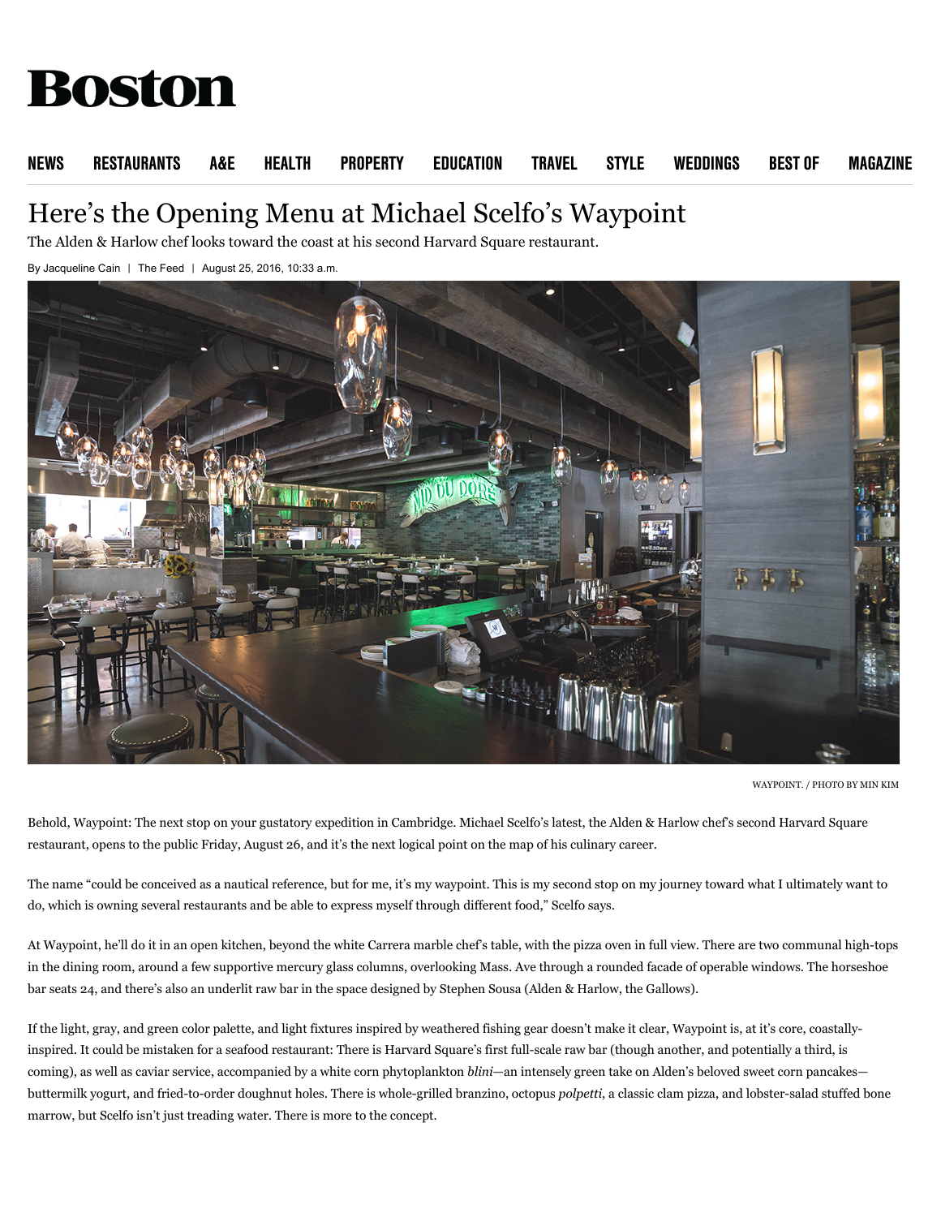# Here's the Opening Menu at Michael Scelfo's Waypoint

The Alden & Harlow chef looks toward the coast at his second Harvard Square restaurant.

By Jacqueline Cain | The Feed | August 25, 2016, 10:33 a.m.

WAYPOINT. / PHOTO BY MIN KIM

Behold, Waypoint: The next stop on your gustatory expedition in Cambridge. Michael Scelfo's latest, the Alden & Harlow chef's second Harvard Square restaurant, opens to the public Friday, August 26, and it's the next logical point on the map of his culinary career.

The name "could be conceived as a nautical reference, but for me, it's my waypoint. This is my second stop on my journey toward what I ultimately want to do, which is owning several restaurants and be able to express myself through different food," Scelfo says.

At Waypoint, he'll do it in an open kitchen, beyond the white Carrera marble chef's table, with the pizza oven in full view. There are two communal high-tops in the dining room, around a few supportive mercury glass columns, overlooking Mass. Ave through a rounded facade of operable windows. The horseshoe bar seats 24, and there's also an underlit raw bar in the space designed by Stephen Sousa (Alden & Harlow, the Gallows).

If the light, gray, and green color palette, and light fixtures inspired by weathered fishing gear doesn't make it clear, Waypoint is, at it's core, coastally-inspired. It could be mistaken for a seafood restaurant: There is Harvard Square's first full-scale raw bar (though another, and potentially a third, is coming), as well as caviar service, accompanied by a white corn phytoplankton *blini*—an intensely green take on Alden's beloved sweet corn pancakes—buttermilk yogurt, and fried-to-order doughnut holes. There is whole-grilled branzino, octopus *polpetti*, a classic clam pizza, and lobster-salad stuffed bone marrow, but Scelfo isn't just treading water. There is more to the concept.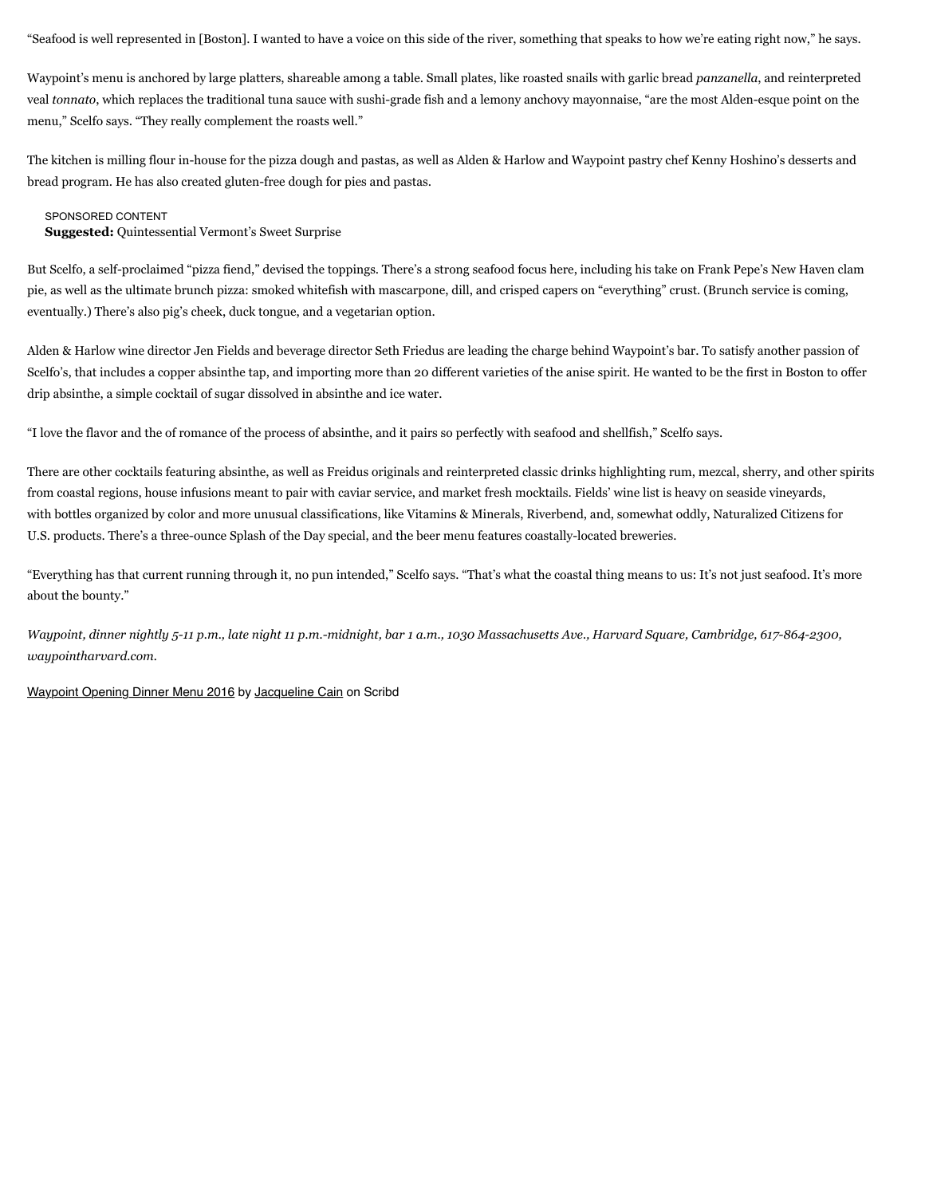“Seafood is well represented in [Boston]. I wanted to have a voice on this side of the river, something that speaks to how we’re eating right now,” he says.

Waypoint’s menu is anchored by large platters, shareable among a table. Small plates, like roasted snails with garlic bread *panzanella*, and reinterpreted veal *tonnato*, which replaces the traditional tuna sauce with sushi-grade fish and a lemony anchovy mayonnaise, “are the most Alden-esque point on the menu,” Scelfo says. “They really complement the roasts well.”

The kitchen is milling flour in-house for the pizza dough and pastas, as well as Alden & Harlow and Waypoint pastry chef Kenny Hoshino’s desserts and bread program. He has also created gluten-free dough for pies and pastas.

SPONSORED CONTENT
**Suggested:** Quintessential Vermont’s Sweet Surprise

But Scelfo, a self-proclaimed “pizza fiend,” devised the toppings. There’s a strong seafood focus here, including his take on Frank Pepe’s New Haven clam pie, as well as the ultimate brunch pizza: smoked whitefish with mascarpone, dill, and crisped capers on “everything” crust. (Brunch service is coming, eventually.) There’s also pig’s cheek, duck tongue, and a vegetarian option.

Alden & Harlow wine director Jen Fields and beverage director Seth Friedus are leading the charge behind Waypoint’s bar. To satisfy another passion of Scelfo’s, that includes a copper absinthe tap, and importing more than 20 different varieties of the anise spirit. He wanted to be the first in Boston to offer drip absinthe, a simple cocktail of sugar dissolved in absinthe and ice water.

“I love the flavor and the of romance of the process of absinthe, and it pairs so perfectly with seafood and shellfish,” Scelfo says.

There are other cocktails featuring absinthe, as well as Freidus originals and reinterpreted classic drinks highlighting rum, mezcal, sherry, and other spirits from coastal regions, house infusions meant to pair with caviar service, and market fresh mocktails. Fields’ wine list is heavy on seaside vineyards, with bottles organized by color and more unusual classifications, like Vitamins & Minerals, Riverbend, and, somewhat oddly, Naturalized Citizens for U.S. products. There’s a three-ounce Splash of the Day special, and the beer menu features coastally-located breweries.

“Everything has that current running through it, no pun intended,” Scelfo says. “That’s what the coastal thing means to us: It’s not just seafood. It’s more about the bounty.”

*Waypoint, dinner nightly 5-11 p.m., late night 11 p.m.-midnight, bar 1 a.m., 1030 Massachusetts Ave., Harvard Square, Cambridge, 617-864-2300, waypointharvard.com.*

Waypoint Opening Dinner Menu 2016 by Jacqueline Cain on Scribd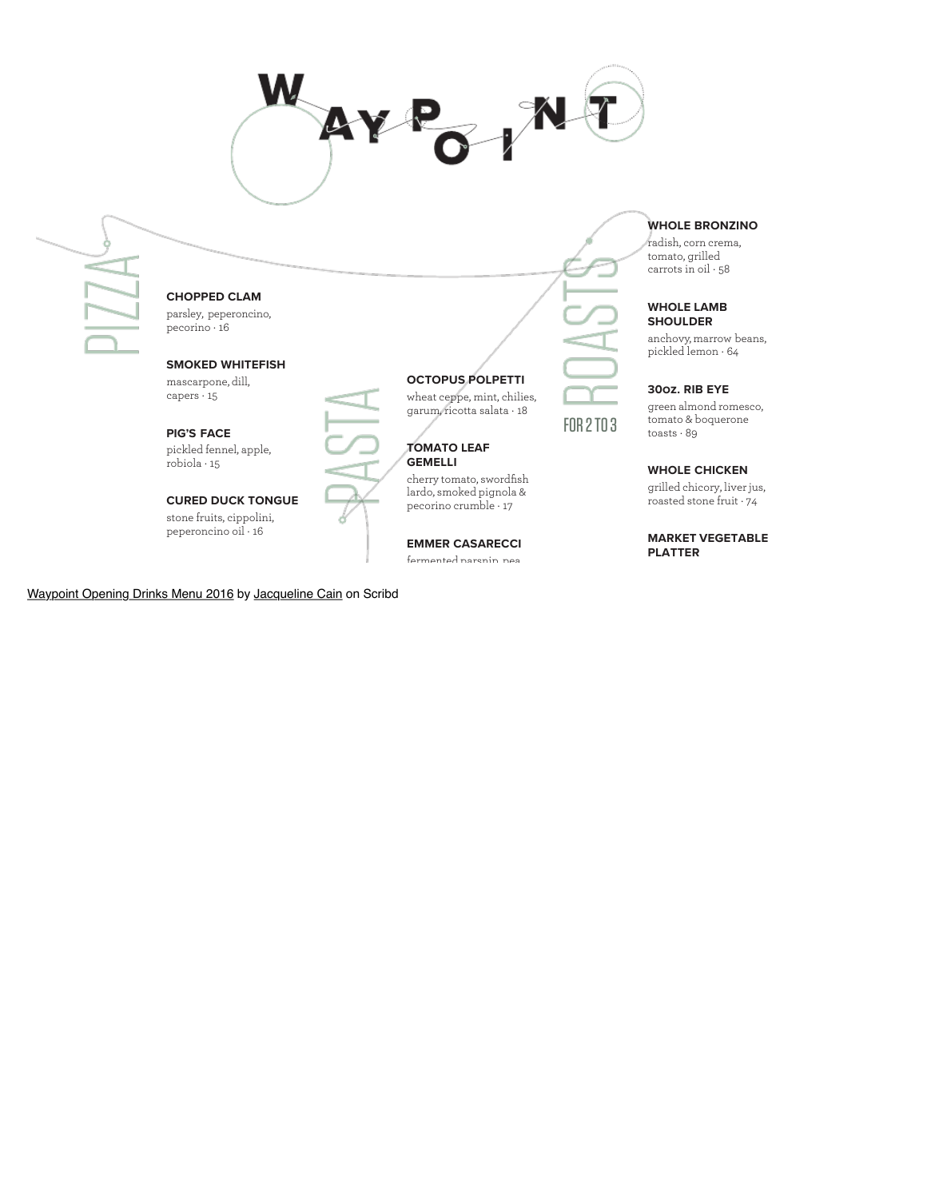# WAYPOINT

## PIZZA

**CHOPPED CLAM**
parsley, peperoncino, pecorino · 16

**SMOKED WHITEFISH**
mascarpone, dill, capers · 15

**PIG'S FACE**
pickled fennel, apple, robiola · 15

**CURED DUCK TONGUE**
stone fruits, cippolini, peperoncino oil · 16

## PASTA

**OCTOPUS POLPETTI**
wheat ceppe, mint, chilies, garum, ricotta salata · 18

**TOMATO LEAF GEMELLI**
cherry tomato, swordfish lardo, smoked pignola & pecorino crumble · 17

**EMMER CASARECCI**
fermented parsnip, pea

## ROASTS

FOR 2 TO 3

**WHOLE BRONZINO**
radish, corn crema, tomato, grilled carrots in oil · 58

**WHOLE LAMB SHOULDER**
anchovy, marrow beans, pickled lemon · 64

**30oz. RIB EYE**
green almond romesco, tomato & boquerone toasts · 89

**WHOLE CHICKEN**
grilled chicory, liver jus, roasted stone fruit · 74

**MARKET VEGETABLE PLATTER**

Waypoint Opening Drinks Menu 2016 by Jacqueline Cain on Scribd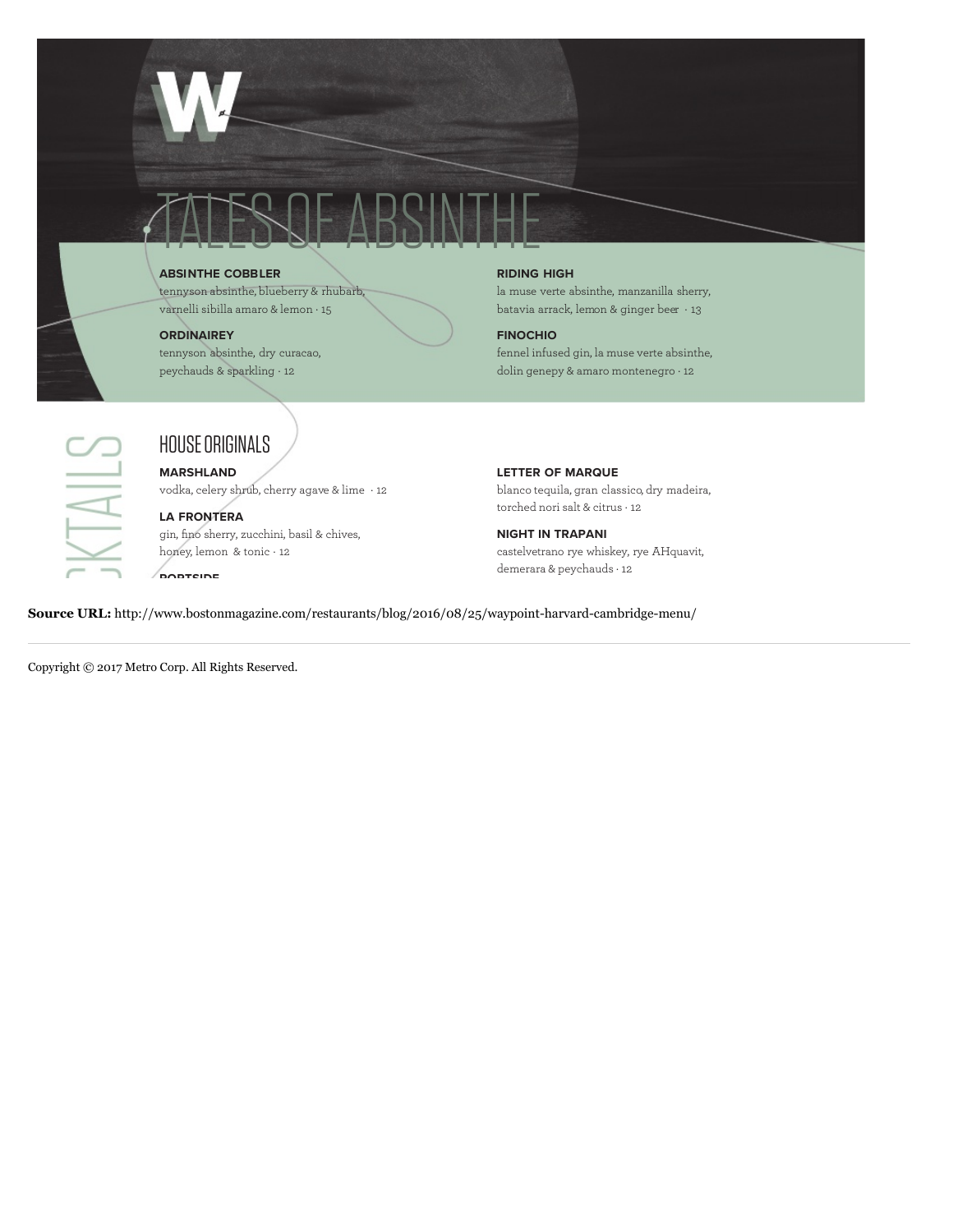W

# TALES OF ABSINTHE

**ABSINTHE COBBLER**
tennyson absinthe, blueberry & rhubarb, varnelli sibilla amaro & lemon · 15

**ORDINAIREY**
tennyson absinthe, dry curacao, peychauds & sparkling · 12

**RIDING HIGH**
la muse verte absinthe, manzanilla sherry, batavia arrack, lemon & ginger beer · 13

**FINOCHIO**
fennel infused gin, la muse verte absinthe, dolin genepy & amaro montenegro · 12

CKTAILS

## HOUSE ORIGINALS

**MARSHLAND**
vodka, celery shrub, cherry agave & lime · 12

**LA FRONTERA**
gin, fino sherry, zucchini, basil & chives, honey, lemon & tonic · 12

**PORTSIDE**

**LETTER OF MARQUE**
blanco tequila, gran classico, dry madeira, torched nori salt & citrus · 12

**NIGHT IN TRAPANI**
castelvetrano rye whiskey, rye AHquavit, demerara & peychauds · 12

**Source URL:** http://www.bostonmagazine.com/restaurants/blog/2016/08/25/waypoint-harvard-cambridge-menu/

Copyright © 2017 Metro Corp. All Rights Reserved.